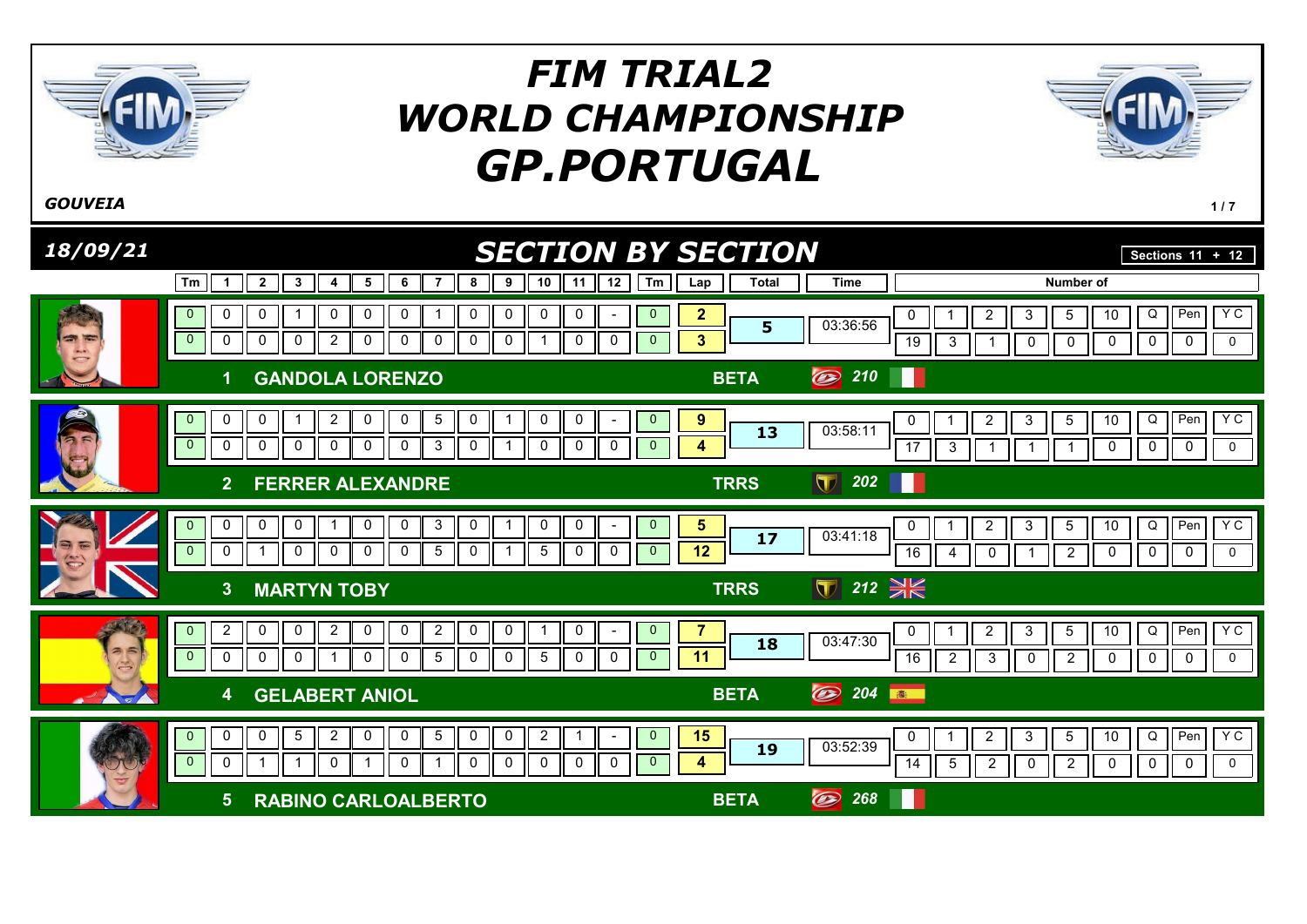# FIM TRIAL2 WORLD CHAMPIONSHIP GP.PORTUGAL

*GOUVEIA*

*18/09/21*

## SECTION BY SECTION

Sections 11 + 12

| Pos | Rider | Make | Nr | Tm | 1 | 2 | 3 | 4 | 5 | 6 | 7 | 8 | 9 | 10 | 11 | 12 | Tm | Lap | Total | Time | 0 | 1 | 2 | 3 | 5 | 10 | Q | Pen | Y C |
|---|---|---|---|---|---|---|---|---|---|---|---|---|---|---|---|---|---|---|---|---|---|---|---|---|---|---|---|---|---|
| 1 | GANDOLA LORENZO | BETA | 210 | 0 | 0 | 0 | 1 | 0 | 0 | 0 | 1 | 0 | 0 | 0 | 0 | - | 0 | 2 | 5 | 03:36:56 | 19 | 3 | 1 | 0 | 0 | 0 | 0 | 0 | 0 |
| | | | | 0 | 0 | 0 | 0 | 2 | 0 | 0 | 0 | 0 | 0 | 1 | 0 | 0 | 0 | 3 | | | | | | | | | | | |
| 2 | FERRER ALEXANDRE | TRRS | 202 | 0 | 0 | 0 | 1 | 2 | 0 | 0 | 5 | 0 | 1 | 0 | 0 | - | 0 | 9 | 13 | 03:58:11 | 17 | 3 | 1 | 1 | 1 | 0 | 0 | 0 | 0 |
| | | | | 0 | 0 | 0 | 0 | 0 | 0 | 0 | 3 | 0 | 1 | 0 | 0 | 0 | 0 | 4 | | | | | | | | | | | |
| 3 | MARTYN TOBY | TRRS | 212 | 0 | 0 | 0 | 0 | 1 | 0 | 0 | 3 | 0 | 1 | 0 | 0 | - | 0 | 5 | 17 | 03:41:18 | 16 | 4 | 0 | 1 | 2 | 0 | 0 | 0 | 0 |
| | | | | 0 | 0 | 1 | 0 | 0 | 0 | 0 | 5 | 0 | 1 | 5 | 0 | 0 | 0 | 12 | | | | | | | | | | | |
| 4 | GELABERT ANIOL | BETA | 204 | 0 | 2 | 0 | 0 | 2 | 0 | 0 | 2 | 0 | 0 | 1 | 0 | - | 0 | 7 | 18 | 03:47:30 | 16 | 2 | 3 | 0 | 2 | 0 | 0 | 0 | 0 |
| | | | | 0 | 0 | 0 | 0 | 1 | 0 | 0 | 5 | 0 | 0 | 5 | 0 | 0 | 0 | 11 | | | | | | | | | | | |
| 5 | RABINO CARLOALBERTO | BETA | 268 | 0 | 0 | 0 | 5 | 2 | 0 | 0 | 5 | 0 | 0 | 2 | 1 | - | 0 | 15 | 19 | 03:52:39 | 14 | 5 | 2 | 0 | 2 | 0 | 0 | 0 | 0 |
| | | | | 0 | 0 | 1 | 1 | 0 | 1 | 0 | 1 | 0 | 0 | 0 | 0 | 0 | 0 | 4 | | | | | | | | | | | |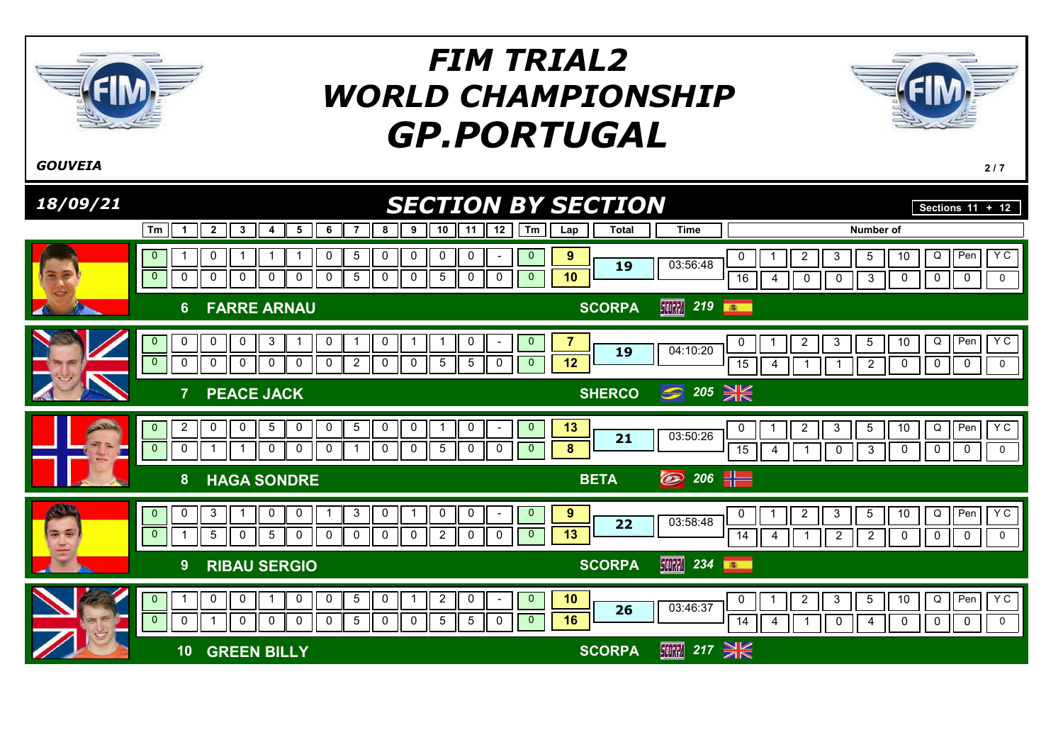# FIM TRIAL2 WORLD CHAMPIONSHIP GP.PORTUGAL

*GOUVEIA*

*18/09/21*

## SECTION BY SECTION

**Sections 11 + 12**

| No. | Rider | Bike | Tm | 1 | 2 | 3 | 4 | 5 | 6 | 7 | 8 | 9 | 10 | 11 | 12 | Tm | Lap | Total | Time | 0 | 1 | 2 | 3 | 5 | 10 | Q | Pen | Y C |
|---|---|---|---|---|---|---|---|---|---|---|---|---|---|---|---|---|---|---|---|---|---|---|---|---|---|---|---|---|
| 6 | FARRE ARNAU | SCORPA 219 | 0 | 1 | 0 | 1 | 1 | 1 | 0 | 5 | 0 | 0 | 0 | 0 | - | 0 | 9 | 19 | 03:56:48 | 16 | 4 | 0 | 0 | 3 | 0 | 0 | 0 | 0 |
| | | | 0 | 0 | 0 | 0 | 0 | 0 | 0 | 5 | 0 | 0 | 5 | 0 | 0 | 0 | 10 | | | | | | | | | | | |
| 7 | PEACE JACK | SHERCO 205 | 0 | 0 | 0 | 0 | 3 | 1 | 0 | 1 | 0 | 1 | 1 | 0 | - | 0 | 7 | 19 | 04:10:20 | 15 | 4 | 1 | 1 | 2 | 0 | 0 | 0 | 0 |
| | | | 0 | 0 | 0 | 0 | 0 | 0 | 0 | 2 | 0 | 0 | 5 | 5 | 0 | 0 | 12 | | | | | | | | | | | |
| 8 | HAGA SONDRE | BETA 206 | 0 | 2 | 0 | 0 | 5 | 0 | 0 | 5 | 0 | 0 | 1 | 0 | - | 0 | 13 | 21 | 03:50:26 | 15 | 4 | 1 | 0 | 3 | 0 | 0 | 0 | 0 |
| | | | 0 | 0 | 1 | 1 | 0 | 0 | 0 | 1 | 0 | 0 | 5 | 0 | 0 | 0 | 8 | | | | | | | | | | | |
| 9 | RIBAU SERGIO | SCORPA 234 | 0 | 0 | 3 | 1 | 0 | 0 | 1 | 3 | 0 | 1 | 0 | 0 | - | 0 | 9 | 22 | 03:58:48 | 14 | 4 | 1 | 2 | 2 | 0 | 0 | 0 | 0 |
| | | | 0 | 1 | 5 | 0 | 5 | 0 | 0 | 0 | 0 | 0 | 2 | 0 | 0 | 0 | 13 | | | | | | | | | | | |
| 10 | GREEN BILLY | SCORPA 217 | 0 | 1 | 0 | 0 | 1 | 0 | 0 | 5 | 0 | 1 | 2 | 0 | - | 0 | 10 | 26 | 03:46:37 | 14 | 4 | 1 | 0 | 4 | 0 | 0 | 0 | 0 |
| | | | 0 | 0 | 1 | 0 | 0 | 0 | 0 | 5 | 0 | 0 | 5 | 5 | 0 | 0 | 16 | | | | | | | | | | | |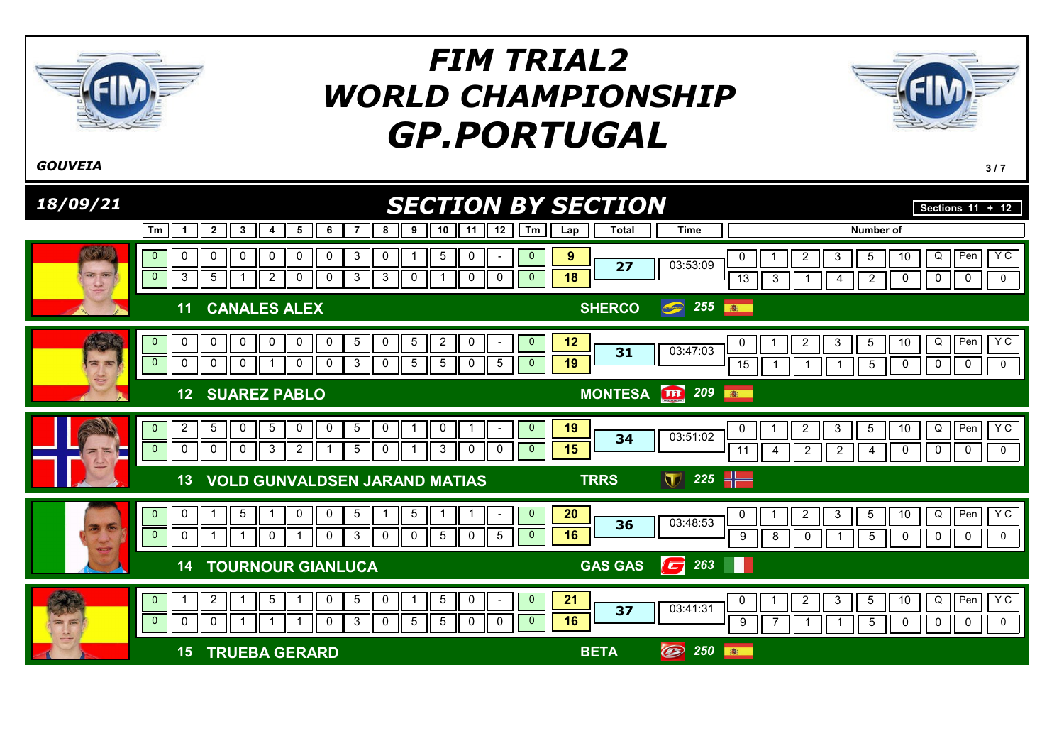# FIM TRIAL2 WORLD CHAMPIONSHIP GP.PORTUGAL

*GOUVEIA*

*18/09/21*

## SECTION BY SECTION

Sections 11 + 12

| No. | Rider | Brand | Lap | Tm | 1 | 2 | 3 | 4 | 5 | 6 | 7 | 8 | 9 | 10 | 11 | 12 | Tm | Lap | Total | Time | 0 | 1 | 2 | 3 | 5 | 10 | Q | Pen | Y C |
|---|---|---|---|---|---|---|---|---|---|---|---|---|---|---|---|---|---|---|---|---|---|---|---|---|---|---|---|---|---|
| 11 | CANALES ALEX | SHERCO 255 | 1 | 0 | 0 | 0 | 0 | 0 | 0 | 0 | 3 | 0 | 1 | 5 | 0 | - | 0 | 9 | 27 | 03:53:09 | 13 | 3 | 1 | 4 | 2 | 0 | 0 | 0 | 0 |
| | | | 2 | 0 | 3 | 5 | 1 | 2 | 0 | 0 | 3 | 3 | 0 | 1 | 0 | 0 | 0 | 18 | | | | | | | | | | | |
| 12 | SUAREZ PABLO | MONTESA 209 | 1 | 0 | 0 | 0 | 0 | 0 | 0 | 0 | 5 | 0 | 5 | 2 | 0 | - | 0 | 12 | 31 | 03:47:03 | 15 | 1 | 1 | 1 | 5 | 0 | 0 | 0 | 0 |
| | | | 2 | 0 | 0 | 0 | 0 | 1 | 0 | 0 | 3 | 0 | 5 | 5 | 0 | 5 | 0 | 19 | | | | | | | | | | | |
| 13 | VOLD GUNVALDSEN JARAND MATIAS | TRRS 225 | 1 | 0 | 2 | 5 | 0 | 5 | 0 | 0 | 5 | 0 | 1 | 0 | 1 | - | 0 | 19 | 34 | 03:51:02 | 11 | 4 | 2 | 2 | 4 | 0 | 0 | 0 | 0 |
| | | | 2 | 0 | 0 | 0 | 0 | 3 | 2 | 1 | 5 | 0 | 1 | 3 | 0 | 0 | 0 | 15 | | | | | | | | | | | |
| 14 | TOURNOUR GIANLUCA | GAS GAS 263 | 1 | 0 | 0 | 1 | 5 | 1 | 0 | 0 | 5 | 1 | 5 | 1 | 1 | - | 0 | 20 | 36 | 03:48:53 | 9 | 8 | 0 | 1 | 5 | 0 | 0 | 0 | 0 |
| | | | 2 | 0 | 0 | 1 | 1 | 0 | 1 | 0 | 3 | 0 | 0 | 5 | 0 | 5 | 0 | 16 | | | | | | | | | | | |
| 15 | TRUEBA GERARD | BETA 250 | 1 | 0 | 1 | 2 | 1 | 5 | 1 | 0 | 5 | 0 | 1 | 5 | 0 | - | 0 | 21 | 37 | 03:41:31 | 9 | 7 | 1 | 1 | 5 | 0 | 0 | 0 | 0 |
| | | | 2 | 0 | 0 | 0 | 1 | 1 | 1 | 0 | 3 | 0 | 5 | 5 | 0 | 0 | 0 | 16 | | | | | | | | | | | |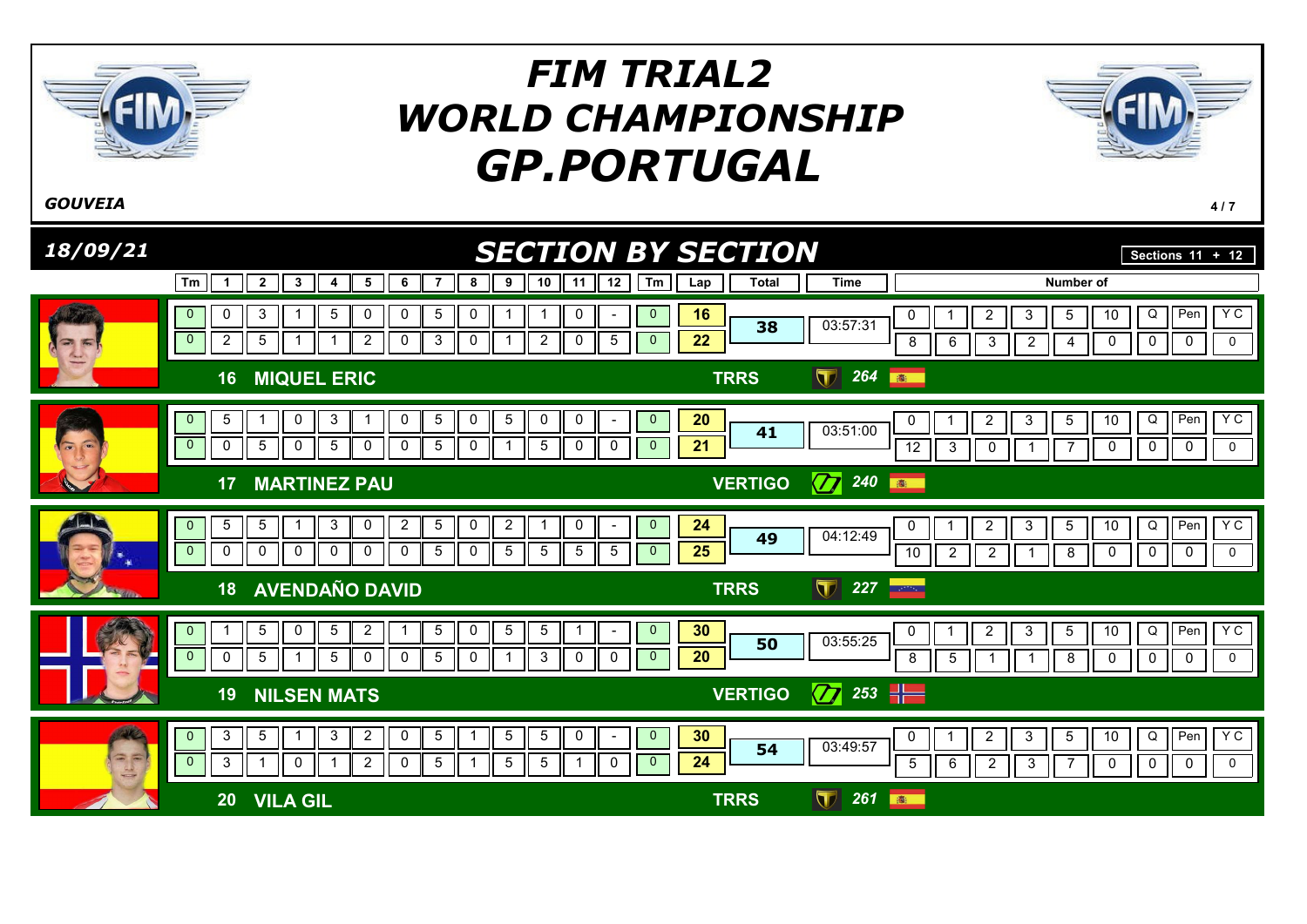# FIM TRIAL2 WORLD CHAMPIONSHIP GP.PORTUGAL

*GOUVEIA*

*18/09/21*

## SECTION BY SECTION

Sections 11 + 12

| Pos | Rider | Moto | No. | Nat | Lap | Tm | 1 | 2 | 3 | 4 | 5 | 6 | 7 | 8 | 9 | 10 | 11 | 12 | Tm | Lap total | Total | Time | 0 | 1 | 2 | 3 | 5 | 10 | Q | Pen | Y C |
|---|---|---|---|---|---|---|---|---|---|---|---|---|---|---|---|---|---|---|---|---|---|---|---|---|---|---|---|---|---|---|---|
| 16 | MIQUEL ERIC | TRRS | 264 | ESP | 1 | 0 | 0 | 3 | 1 | 5 | 0 | 0 | 5 | 0 | 1 | 1 | 0 | - | 0 | 16 | 38 | 03:57:31 | 8 | 6 | 3 | 2 | 4 | 0 | 0 | 0 | 0 |
| | | | | | 2 | 0 | 2 | 5 | 1 | 1 | 2 | 0 | 3 | 0 | 1 | 2 | 0 | 5 | 0 | 22 | | | | | | | | | | | |
| 17 | MARTINEZ PAU | VERTIGO | 240 | ESP | 1 | 0 | 5 | 1 | 0 | 3 | 1 | 0 | 5 | 0 | 5 | 0 | 0 | - | 0 | 20 | 41 | 03:51:00 | 12 | 3 | 0 | 1 | 7 | 0 | 0 | 0 | 0 |
| | | | | | 2 | 0 | 0 | 5 | 0 | 5 | 0 | 0 | 5 | 0 | 1 | 5 | 0 | 0 | 0 | 21 | | | | | | | | | | | |
| 18 | AVENDAÑO DAVID | TRRS | 227 | VEN | 1 | 0 | 5 | 5 | 1 | 3 | 0 | 2 | 5 | 0 | 2 | 1 | 0 | - | 0 | 24 | 49 | 04:12:49 | 10 | 2 | 2 | 1 | 8 | 0 | 0 | 0 | 0 |
| | | | | | 2 | 0 | 0 | 0 | 0 | 0 | 0 | 0 | 5 | 0 | 5 | 5 | 5 | 5 | 0 | 25 | | | | | | | | | | | |
| 19 | NILSEN MATS | VERTIGO | 253 | NOR | 1 | 0 | 1 | 5 | 0 | 5 | 2 | 1 | 5 | 0 | 5 | 5 | 1 | - | 0 | 30 | 50 | 03:55:25 | 8 | 5 | 1 | 1 | 8 | 0 | 0 | 0 | 0 |
| | | | | | 2 | 0 | 0 | 5 | 1 | 5 | 0 | 0 | 5 | 0 | 1 | 3 | 0 | 0 | 0 | 20 | | | | | | | | | | | |
| 20 | VILA GIL | TRRS | 261 | ESP | 1 | 0 | 3 | 5 | 1 | 3 | 2 | 0 | 5 | 1 | 5 | 5 | 0 | - | 0 | 30 | 54 | 03:49:57 | 5 | 6 | 2 | 3 | 7 | 0 | 0 | 0 | 0 |
| | | | | | 2 | 0 | 3 | 1 | 0 | 1 | 2 | 0 | 5 | 1 | 5 | 5 | 1 | 0 | 0 | 24 | | | | | | | | | | | |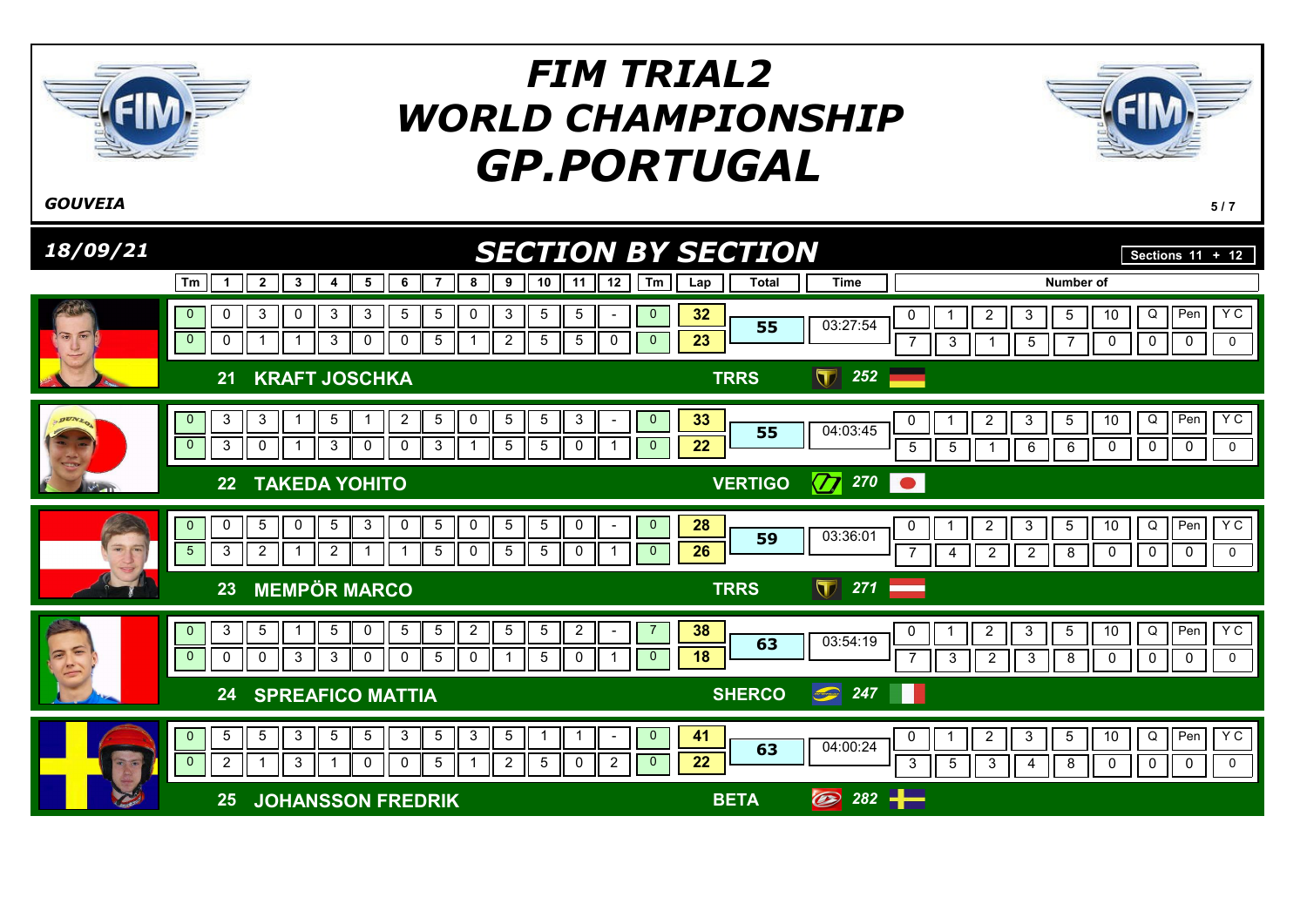# FIM TRIAL2 WORLD CHAMPIONSHIP GP.PORTUGAL

*GOUVEIA*

*18/09/21*

## SECTION BY SECTION

Sections 11 + 12

| Rider | Tm | 1 | 2 | 3 | 4 | 5 | 6 | 7 | 8 | 9 | 10 | 11 | 12 | Tm | Lap | Total | Time | 0 | 1 | 2 | 3 | 5 | 10 | Q | Pen | Y C |
|---|---|---|---|---|---|---|---|---|---|---|---|---|---|---|---|---|---|---|---|---|---|---|---|---|---|---|
| 21 KRAFT JOSCHKA – TRRS – 252 | 0 | 0 | 3 | 0 | 3 | 3 | 5 | 5 | 0 | 3 | 5 | 5 | - | 0 | 32 | 55 | 03:27:54 | 7 | 3 | 1 | 5 | 7 | 0 | 0 | 0 | 0 |
| | 0 | 0 | 1 | 1 | 3 | 0 | 0 | 5 | 1 | 2 | 5 | 5 | 0 | 0 | 23 | | | | | | | | | | | |
| 22 TAKEDA YOHITO – VERTIGO – 270 | 0 | 3 | 3 | 1 | 5 | 1 | 2 | 5 | 0 | 5 | 5 | 3 | - | 0 | 33 | 55 | 04:03:45 | 5 | 5 | 1 | 6 | 6 | 0 | 0 | 0 | 0 |
| | 0 | 3 | 0 | 1 | 3 | 0 | 0 | 3 | 1 | 5 | 5 | 0 | 1 | 0 | 22 | | | | | | | | | | | |
| 23 MEMPÖR MARCO – TRRS – 271 | 0 | 0 | 5 | 0 | 5 | 3 | 0 | 5 | 0 | 5 | 5 | 0 | - | 0 | 28 | 59 | 03:36:01 | 7 | 4 | 2 | 2 | 8 | 0 | 0 | 0 | 0 |
| | 5 | 3 | 2 | 1 | 2 | 1 | 1 | 5 | 0 | 5 | 5 | 0 | 1 | 0 | 26 | | | | | | | | | | | |
| 24 SPREAFICO MATTIA – SHERCO – 247 | 0 | 3 | 5 | 1 | 5 | 0 | 5 | 5 | 2 | 5 | 5 | 2 | - | 7 | 38 | 63 | 03:54:19 | 7 | 3 | 2 | 3 | 8 | 0 | 0 | 0 | 0 |
| | 0 | 0 | 0 | 3 | 3 | 0 | 0 | 5 | 0 | 1 | 5 | 0 | 1 | 0 | 18 | | | | | | | | | | | |
| 25 JOHANSSON FREDRIK – BETA – 282 | 0 | 5 | 5 | 3 | 5 | 5 | 3 | 5 | 3 | 5 | 1 | 1 | - | 0 | 41 | 63 | 04:00:24 | 3 | 5 | 3 | 4 | 8 | 0 | 0 | 0 | 0 |
| | 0 | 2 | 1 | 3 | 1 | 0 | 0 | 5 | 1 | 2 | 5 | 0 | 2 | 0 | 22 | | | | | | | | | | | |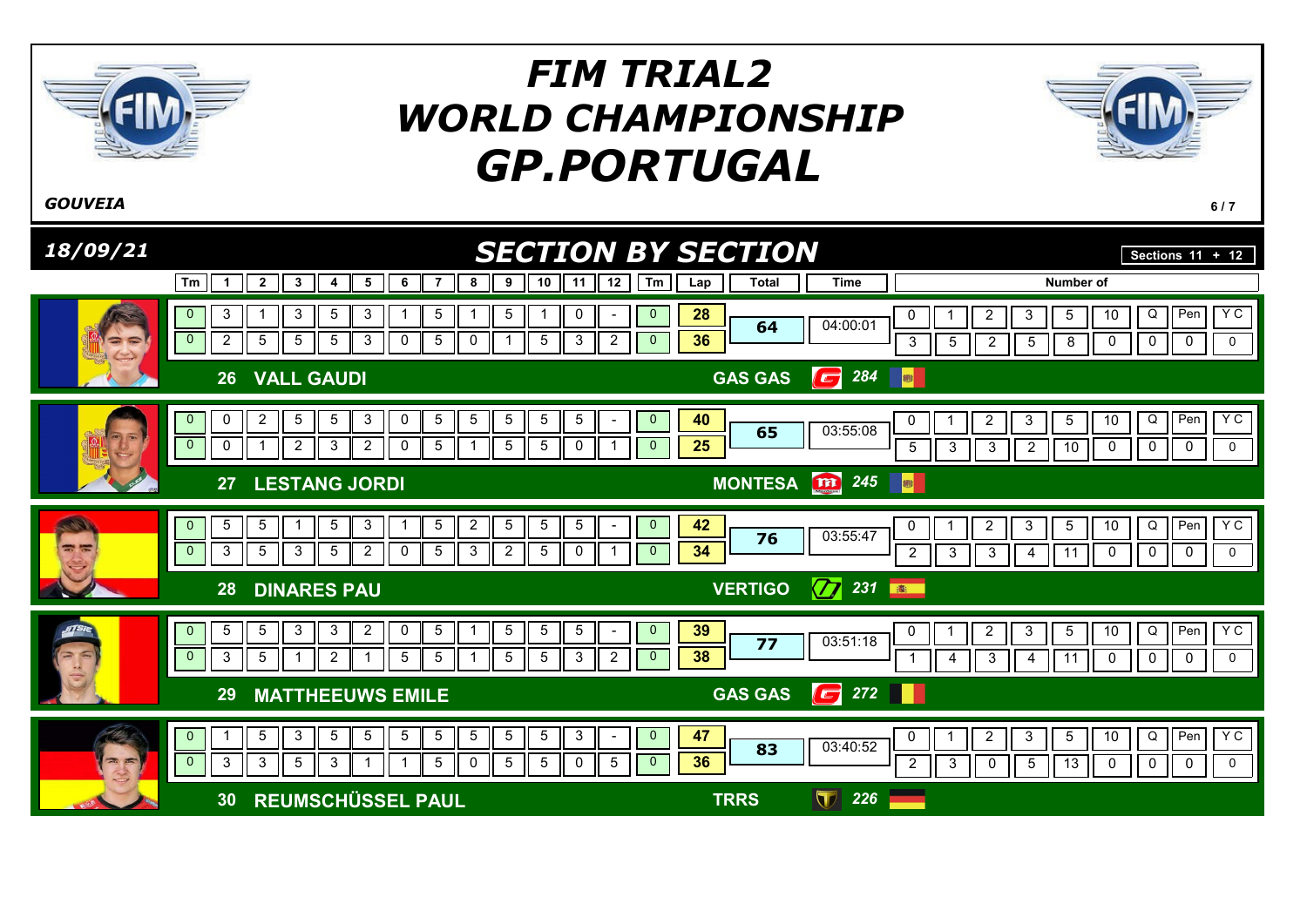# FIM TRIAL2 WORLD CHAMPIONSHIP GP.PORTUGAL

*GOUVEIA*

*18/09/21*

## SECTION BY SECTION

Sections 11 + 12

| No. | Rider | Brand | Tm | 1 | 2 | 3 | 4 | 5 | 6 | 7 | 8 | 9 | 10 | 11 | 12 | Tm | Lap | Total | Time | 0 | 1 | 2 | 3 | 5 | 10 | Q | Pen | Y C |
|---|---|---|---|---|---|---|---|---|---|---|---|---|---|---|---|---|---|---|---|---|---|---|---|---|---|---|---|---|
| 26 | VALL GAUDI | GAS GAS 284 | 0 | 3 | 1 | 3 | 5 | 3 | 1 | 5 | 1 | 5 | 1 | 0 | - | 0 | 28 | 64 | 04:00:01 | 3 | 5 | 2 | 5 | 8 | 0 | 0 | 0 | 0 |
| | | | 0 | 2 | 5 | 5 | 5 | 3 | 0 | 5 | 0 | 1 | 5 | 3 | 2 | 0 | 36 | | | | | | | | | | | |
| 27 | LESTANG JORDI | MONTESA 245 | 0 | 0 | 2 | 5 | 5 | 3 | 0 | 5 | 5 | 5 | 5 | 5 | - | 0 | 40 | 65 | 03:55:08 | 5 | 3 | 3 | 2 | 10 | 0 | 0 | 0 | 0 |
| | | | 0 | 0 | 1 | 2 | 3 | 2 | 0 | 5 | 1 | 5 | 5 | 0 | 1 | 0 | 25 | | | | | | | | | | | |
| 28 | DINARES PAU | VERTIGO 231 | 0 | 5 | 5 | 1 | 5 | 3 | 1 | 5 | 2 | 5 | 5 | 5 | - | 0 | 42 | 76 | 03:55:47 | 2 | 3 | 3 | 4 | 11 | 0 | 0 | 0 | 0 |
| | | | 0 | 3 | 5 | 3 | 5 | 2 | 0 | 5 | 3 | 2 | 5 | 0 | 1 | 0 | 34 | | | | | | | | | | | |
| 29 | MATTHEEUWS EMILE | GAS GAS 272 | 0 | 5 | 5 | 3 | 3 | 2 | 0 | 5 | 1 | 5 | 5 | 5 | - | 0 | 39 | 77 | 03:51:18 | 1 | 4 | 3 | 4 | 11 | 0 | 0 | 0 | 0 |
| | | | 0 | 3 | 5 | 1 | 2 | 1 | 5 | 5 | 1 | 5 | 5 | 3 | 2 | 0 | 38 | | | | | | | | | | | |
| 30 | REUMSCHÜSSEL PAUL | TRRS 226 | 0 | 1 | 5 | 3 | 5 | 5 | 5 | 5 | 5 | 5 | 5 | 3 | - | 0 | 47 | 83 | 03:40:52 | 2 | 3 | 0 | 5 | 13 | 0 | 0 | 0 | 0 |
| | | | 0 | 3 | 3 | 5 | 3 | 1 | 1 | 5 | 0 | 5 | 5 | 0 | 5 | 0 | 36 | | | | | | | | | | | |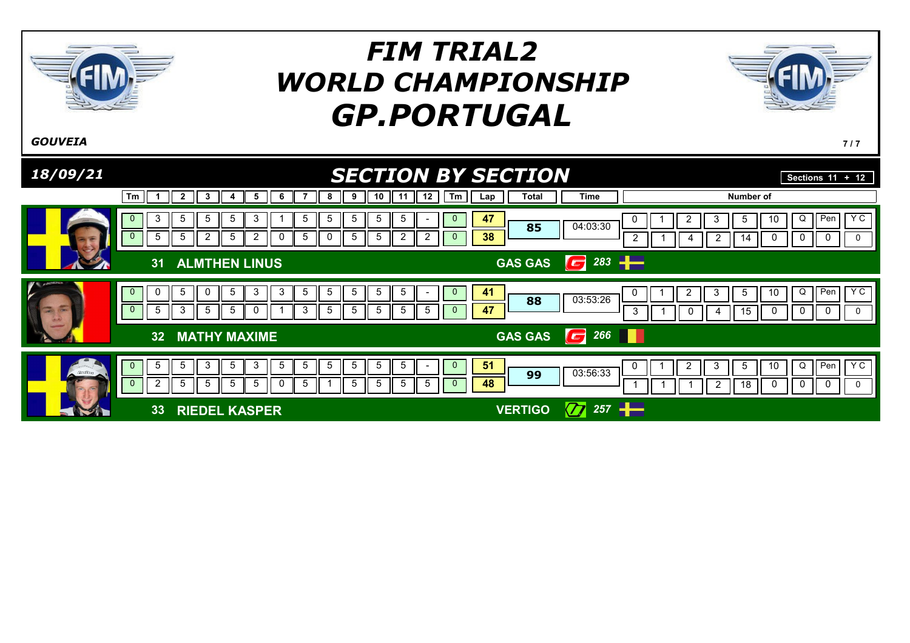# FIM TRIAL2 WORLD CHAMPIONSHIP GP.PORTUGAL

*GOUVEIA*

*18/09/21*

## SECTION BY SECTION

**Sections 11 + 12**

| Rider | Lap | Tm | 1 | 2 | 3 | 4 | 5 | 6 | 7 | 8 | 9 | 10 | 11 | 12 | Tm | Lap Total | Total | Time | 0 | 1 | 2 | 3 | 5 | 10 | Q | Pen | Y C |
|---|---|---|---|---|---|---|---|---|---|---|---|---|---|---|---|---|---|---|---|---|---|---|---|---|---|---|---|
| 31 ALMTHEN LINUS – GAS GAS 283 | 1 | 0 | 3 | 5 | 5 | 5 | 3 | 1 | 5 | 5 | 5 | 5 | 5 | - | 0 | 47 | 85 | 04:03:30 | 2 | 1 | 4 | 2 | 14 | 0 | 0 | 0 | 0 |
| | 2 | 0 | 5 | 5 | 2 | 5 | 2 | 0 | 5 | 0 | 5 | 5 | 2 | 2 | 0 | 38 | | | | | | | | | | | |
| 32 MATHY MAXIME – GAS GAS 266 | 1 | 0 | 0 | 5 | 0 | 5 | 3 | 3 | 5 | 5 | 5 | 5 | 5 | - | 0 | 41 | 88 | 03:53:26 | 3 | 1 | 0 | 4 | 15 | 0 | 0 | 0 | 0 |
| | 2 | 0 | 5 | 3 | 5 | 5 | 0 | 1 | 3 | 5 | 5 | 5 | 5 | 5 | 0 | 47 | | | | | | | | | | | |
| 33 RIEDEL KASPER – VERTIGO 257 | 1 | 0 | 5 | 5 | 3 | 5 | 3 | 5 | 5 | 5 | 5 | 5 | 5 | - | 0 | 51 | 99 | 03:56:33 | 1 | 1 | 1 | 2 | 18 | 0 | 0 | 0 | 0 |
| | 2 | 0 | 2 | 5 | 5 | 5 | 5 | 0 | 5 | 1 | 5 | 5 | 5 | 5 | 0 | 48 | | | | | | | | | | | |